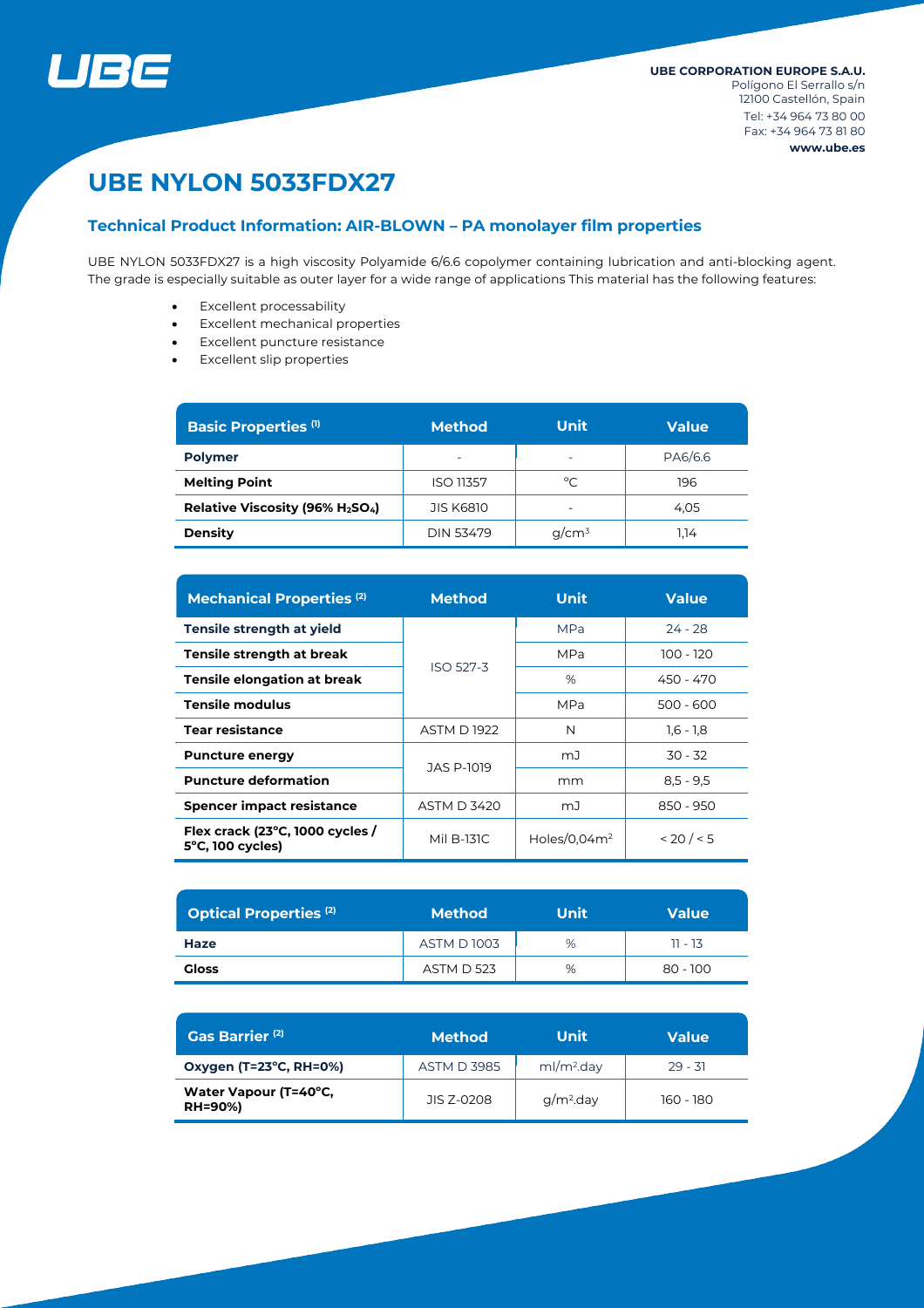**UBE CORPORATION EUROPE S.A.U.**
Polígono El Serrallo s/n
12100 Castellón, Spain
Tel: +34 964 73 80 00
Fax: +34 964 73 81 80
**www.ube.es**

# UBE NYLON 5033FDX27

## Technical Product Information: AIR-BLOWN – PA monolayer film properties

UBE NYLON 5033FDX27 is a high viscosity Polyamide 6/6.6 copolymer containing lubrication and anti-blocking agent. The grade is especially suitable as outer layer for a wide range of applications This material has the following features:

- Excellent processability
- Excellent mechanical properties
- Excellent puncture resistance
- Excellent slip properties

| Basic Properties (1) | Method | Unit | Value |
|---|---|---|---|
| **Polymer** | - | - | PA6/6.6 |
| **Melting Point** | ISO 11357 | °C | 196 |
| **Relative Viscosity (96% $H_2SO_4$)** | JIS K6810 | - | 4,05 |
| **Density** | DIN 53479 | $g/cm^3$ | 1,14 |

| Mechanical Properties (2) | Method | Unit | Value |
|---|---|---|---|
| **Tensile strength at yield** | ISO 527-3 | MPa | 24 - 28 |
| **Tensile strength at break** | ISO 527-3 | MPa | 100 - 120 |
| **Tensile elongation at break** | ISO 527-3 | % | 450 - 470 |
| **Tensile modulus** | ISO 527-3 | MPa | 500 - 600 |
| **Tear resistance** | ASTM D 1922 | N | 1,6 - 1,8 |
| **Puncture energy** | JAS P-1019 | mJ | 30 - 32 |
| **Puncture deformation** | JAS P-1019 | mm | 8,5 - 9,5 |
| **Spencer impact resistance** | ASTM D 3420 | mJ | 850 - 950 |
| **Flex crack (23°C, 1000 cycles / 5°C, 100 cycles)** | Mil B-131C | Holes/0,04m² | < 20 / < 5 |

| Optical Properties (2) | Method | Unit | Value |
|---|---|---|---|
| **Haze** | ASTM D 1003 | % | 11 - 13 |
| **Gloss** | ASTM D 523 | % | 80 - 100 |

| Gas Barrier (2) | Method | Unit | Value |
|---|---|---|---|
| **Oxygen (T=23°C, RH=0%)** | ASTM D 3985 | ml/m².day | 29 - 31 |
| **Water Vapour (T=40°C, RH=90%)** | JIS Z-0208 | g/m².day | 160 - 180 |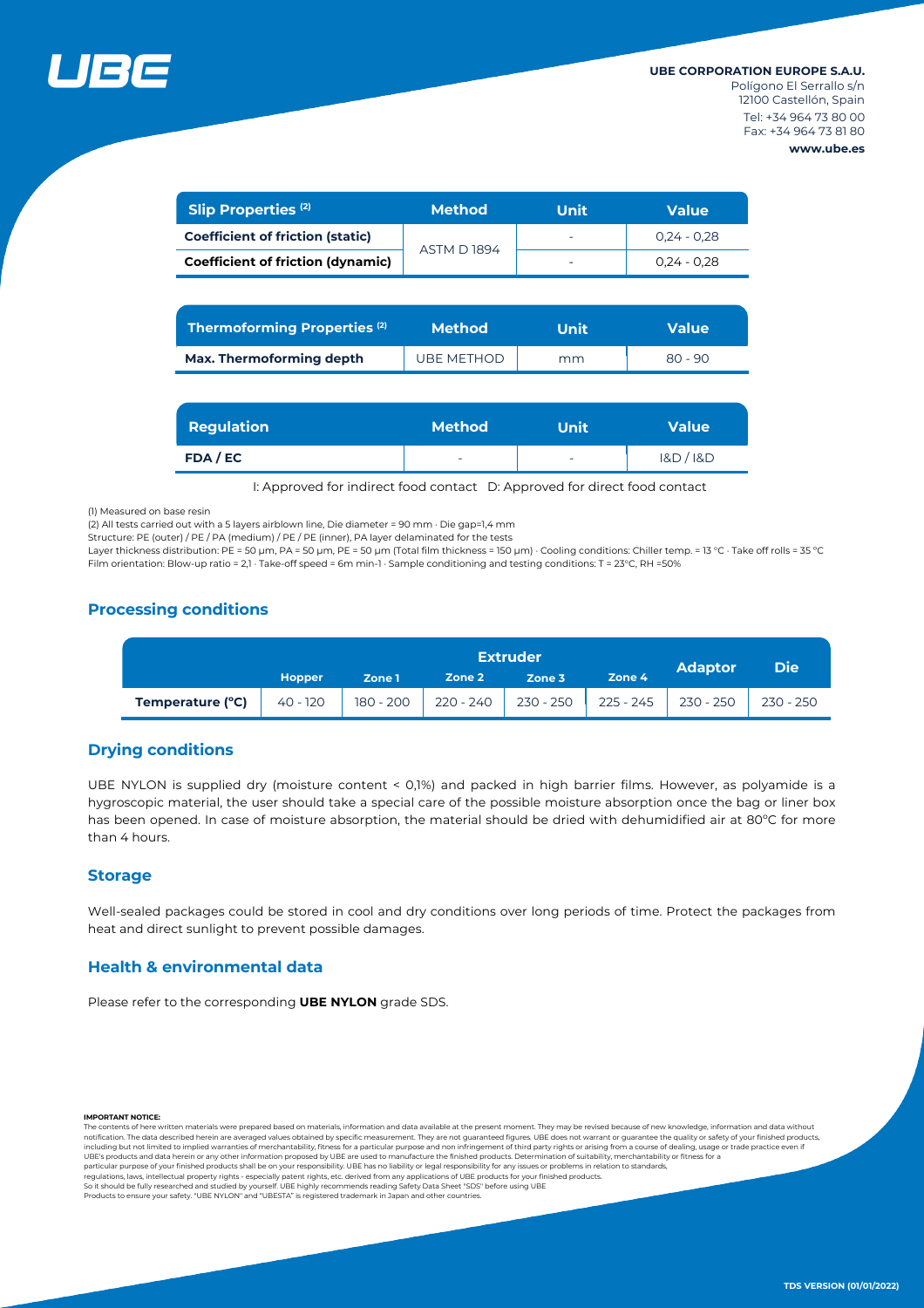| Slip Properties (2) | Method | Unit | Value |
|---|---|---|---|
| **Coefficient of friction (static)** | ASTM D 1894 | - | 0,24 - 0,28 |
| **Coefficient of friction (dynamic)** | | - | 0,24 - 0,28 |

| Thermoforming Properties (2) | Method | Unit | Value |
|---|---|---|---|
| **Max. Thermoforming depth** | UBE METHOD | mm | 80 - 90 |

| Regulation | Method | Unit | Value |
|---|---|---|---|
| **FDA / EC** | - | - | I&D / I&D |

I: Approved for indirect food contact D: Approved for direct food contact

(1) Measured on base resin

(2) All tests carried out with a 5 layers airblown line, Die diameter = 90 mm · Die gap=1,4 mm

Structure: PE (outer) / PE / PA (medium) / PE / PE (inner), PA layer delaminated for the tests

Layer thickness distribution: PE = 50 µm, PA = 50 µm, PE = 50 µm (Total film thickness = 150 µm) · Cooling conditions: Chiller temp. = 13 °C · Take off rolls = 35 °C

Film orientation: Blow-up ratio = 2,1 · Take-off speed = 6m min-1 · Sample conditioning and testing conditions: T = 23°C, RH =50%

## Processing conditions

| | Extruder | | | | | Adaptor | Die |
|---|---|---|---|---|---|---|---|
| | Hopper | Zone 1 | Zone 2 | Zone 3 | Zone 4 | | |
| **Temperature (°C)** | 40 - 120 | 180 - 200 | 220 - 240 | 230 - 250 | 225 - 245 | 230 - 250 | 230 - 250 |

## Drying conditions

UBE NYLON is supplied dry (moisture content < 0,1%) and packed in high barrier films. However, as polyamide is a hygroscopic material, the user should take a special care of the possible moisture absorption once the bag or liner box has been opened. In case of moisture absorption, the material should be dried with dehumidified air at 80°C for more than 4 hours.

## Storage

Well-sealed packages could be stored in cool and dry conditions over long periods of time. Protect the packages from heat and direct sunlight to prevent possible damages.

## Health & environmental data

Please refer to the corresponding **UBE NYLON** grade SDS.

**IMPORTANT NOTICE:**

The contents of here written materials were prepared based on materials, information and data available at the present moment. They may be revised because of new knowledge, information and data without notification. The data described herein are averaged values obtained by specific measurement. They are not guaranteed figures. UBE does not warrant or guarantee the quality or safety of your finished products, including but not limited to implied warranties of merchantability, fitness for a particular purpose and non infringement of third party rights or arising from a course of dealing, usage or trade practice even if UBE's products and data herein or any other information proposed by UBE are used to manufacture the finished products. Determination of suitability, merchantability or fitness for a particular purpose of your finished products shall be on your responsibility. UBE has no liability or legal responsibility for any issues or problems in relation to standards, regulations, laws, intellectual property rights - especially patent rights, etc. derived from any applications of UBE products for your finished products. So it should be fully researched and studied by yourself. UBE highly recommends reading Safety Data Sheet "SDS" before using UBE Products to ensure your safety. "UBE NYLON" and "UBESTA" is registered trademark in Japan and other countries.